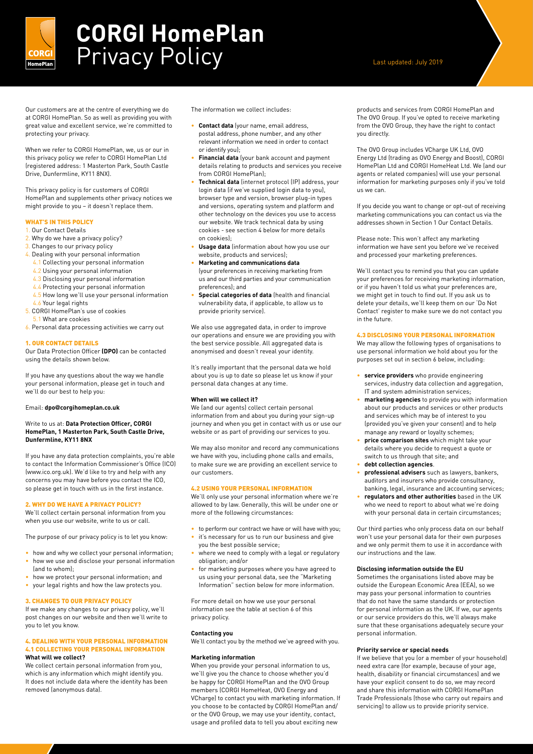# CORGI HomePlan Privacy Policy

Last updated: July 2019

Our customers are at the centre of everything we do at CORGI HomePlan. So as well as providing you with great value and excellent service, we're committed to protecting your privacy.

When we refer to CORGI HomePlan, we, us or our in this privacy policy we refer to CORGI HomePlan Ltd (registered address: 1 Masterton Park, South Castle Drive, Dunfermline, KY11 8NX).

This privacy policy is for customers of CORGI HomePlan and supplements other privacy notices we might provide to you – it doesn't replace them.

## WHAT'S IN THIS POLICY

1. Our Contact Details
2. Why do we have a privacy policy?
3. Changes to our privacy policy
4. Dealing with your personal information
   - 4.1 Collecting your personal information
   - 4.2 Using your personal information
   - 4.3 Disclosing your personal information
   - 4.4 Protecting your personal information
   - 4.5 How long we'll use your personal information
   - 4.6 Your legal rights
5. CORGI HomePlan's use of cookies
   - 5.1 What are cookies
6. Personal data processing activities we carry out

## 1. OUR CONTACT DETAILS

Our Data Protection Officer **(DPO)** can be contacted using the details shown below.

If you have any questions about the way we handle your personal information, please get in touch and we'll do our best to help you:

Email: **dpo@corgihomeplan.co.uk**

Write to us at: **Data Protection Officer, CORGI HomePlan, 1 Masterton Park, South Castle Drive, Dunfermline, KY11 8NX**

If you have any data protection complaints, you're able to contact the Information Commissioner's Office (ICO) (www.ico.org.uk). We'd like to try and help with any concerns you may have before you contact the ICO, so please get in touch with us in the first instance.

## 2. WHY DO WE HAVE A PRIVACY POLICY?

We'll collect certain personal information from you when you use our website, write to us or call.

The purpose of our privacy policy is to let you know:

- how and why we collect your personal information;
- how we use and disclose your personal information (and to whom);
- how we protect your personal information; and
- your legal rights and how the law protects you.

## 3. CHANGES TO OUR PRIVACY POLICY

If we make any changes to our privacy policy, we'll post changes on our website and then we'll write to you to let you know.

## 4. DEALING WITH YOUR PERSONAL INFORMATION

### 4.1 COLLECTING YOUR PERSONAL INFORMATION

**What will we collect?**

We collect certain personal information from you, which is any information which might identify you. It does not include data where the identity has been removed (anonymous data).

The information we collect includes:

- **Contact data** (your name, email address, postal address, phone number, and any other relevant information we need in order to contact or identify you);
- **Financial data** (your bank account and payment details relating to products and services you receive from CORGI HomePlan);
- **Technical data** (internet protocol (IP) address, your login data (if we've supplied login data to you), browser type and version, browser plug-in types and versions, operating system and platform and other technology on the devices you use to access our website. We track technical data by using cookies - see section 4 below for more details on cookies);
- **Usage data** (information about how you use our website, products and services);
- **Marketing and communications data** (your preferences in receiving marketing from us and our third parties and your communication preferences); and
- **Special categories of data** (health and financial vulnerability data, if applicable, to allow us to provide priority service).

We also use aggregated data, in order to improve our operations and ensure we are providing you with the best service possible. All aggregated data is anonymised and doesn't reveal your identity.

It's really important that the personal data we hold about you is up to date so please let us know if your personal data changes at any time.

**When will we collect it?**

We (and our agents) collect certain personal information from and about you during your sign-up journey and when you get in contact with us or use our website or as part of providing our services to you.

We may also monitor and record any communications we have with you, including phone calls and emails, to make sure we are providing an excellent service to our customers.

### 4.2 USING YOUR PERSONAL INFORMATION

We'll only use your personal information where we're allowed to by law. Generally, this will be under one or more of the following circumstances:

- to perform our contract we have or will have with you;
- it's necessary for us to run our business and give you the best possible service;
- where we need to comply with a legal or regulatory obligation; and/or
- for marketing purposes where you have agreed to us using your personal data, see the "Marketing Information" section below for more information.

For more detail on how we use your personal information see the table at section 6 of this privacy policy.

**Contacting you**

We'll contact you by the method we've agreed with you.

**Marketing information**

When you provide your personal information to us, we'll give you the chance to choose whether you'd be happy for CORGI HomePlan and the OVO Group members (CORGI HomeHeat, OVO Energy and VCharge) to contact you with marketing information. If you choose to be contacted by CORGI HomePlan and/or the OVO Group, we may use your identity, contact, usage and profiled data to tell you about exciting new products and services from CORGI HomePlan and The OVO Group. If you've opted to receive marketing from the OVO Group, they have the right to contact you directly.

The OVO Group includes VCharge UK Ltd, OVO Energy Ltd (trading as OVO Energy and Boost), CORGI HomePlan Ltd and CORGI HomeHeat Ltd. We (and our agents or related companies) will use your personal information for marketing purposes only if you've told us we can.

If you decide you want to change or opt-out of receiving marketing communications you can contact us via the addresses shown in Section 1 Our Contact Details.

Please note: This won't affect any marketing information we have sent you before we've received and processed your marketing preferences.

We'll contact you to remind you that you can update your preferences for receiving marketing information, or if you haven't told us what your preferences are, we might get in touch to find out. If you ask us to delete your details, we'll keep them on our 'Do Not Contact' register to make sure we do not contact you in the future.

### 4.3 DISCLOSING YOUR PERSONAL INFORMATION

We may allow the following types of organisations to use personal information we hold about you for the purposes set out in section 6 below, including:

- **service providers** who provide engineering services, industry data collection and aggregation, IT and system administration services;
- **marketing agencies** to provide you with information about our products and services or other products and services which may be of interest to you (provided you've given your consent) and to help manage any reward or loyalty schemes;
- **price comparison sites** which might take your details where you decide to request a quote or switch to us through that site; and
- **debt collection agencies**.
- **professional advisers** such as lawyers, bankers, auditors and insurers who provide consultancy, banking, legal, insurance and accounting services;
- **regulators and other authorities** based in the UK who we need to report to about what we're doing with your personal data in certain circumstances;

Our third parties who only process data on our behalf won't use your personal data for their own purposes and we only permit them to use it in accordance with our instructions and the law.

**Disclosing information outside the EU**

Sometimes the organisations listed above may be outside the European Economic Area (EEA), so we may pass your personal information to countries that do not have the same standards or protection for personal information as the UK. If we, our agents or our service providers do this, we'll always make sure that these organisations adequately secure your personal information.

**Priority service or special needs**

If we believe that you (or a member of your household) need extra care (for example, because of your age, health, disability or financial circumstances) and we have your explicit consent to do so, we may record and share this information with CORGI HomePlan Trade Professionals (those who carry out repairs and servicing) to allow us to provide priority service.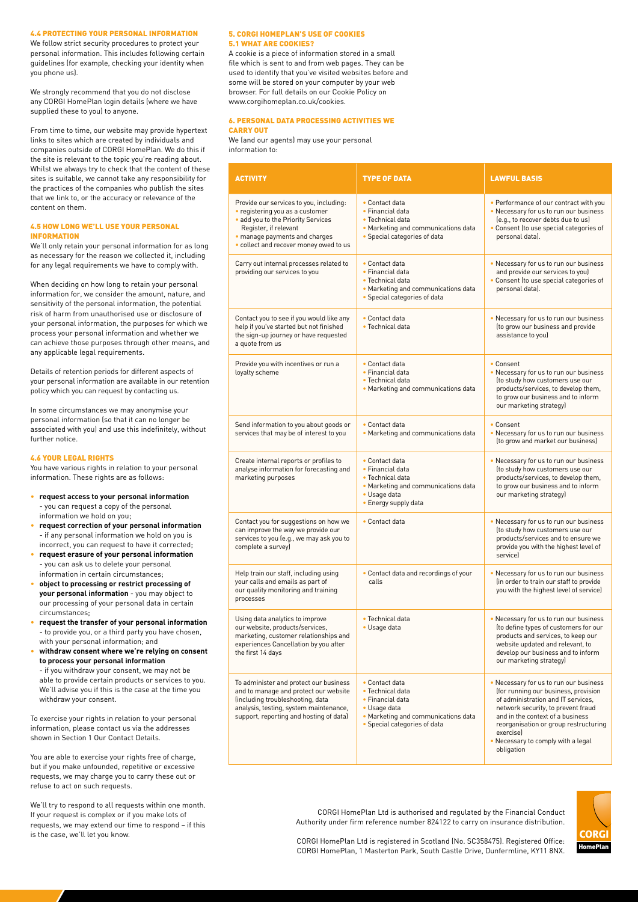### 4.4 PROTECTING YOUR PERSONAL INFORMATION

We follow strict security procedures to protect your personal information. This includes following certain guidelines (for example, checking your identity when you phone us).

We strongly recommend that you do not disclose any CORGI HomePlan login details (where we have supplied these to you) to anyone.

From time to time, our website may provide hypertext links to sites which are created by individuals and companies outside of CORGI HomePlan. We do this if the site is relevant to the topic you're reading about. Whilst we always try to check that the content of these sites is suitable, we cannot take any responsibility for the practices of the companies who publish the sites that we link to, or the accuracy or relevance of the content on them.

### 4.5 HOW LONG WE'LL USE YOUR PERSONAL INFORMATION

We'll only retain your personal information for as long as necessary for the reason we collected it, including for any legal requirements we have to comply with.

When deciding on how long to retain your personal information for, we consider the amount, nature, and sensitivity of the personal information, the potential risk of harm from unauthorised use or disclosure of your personal information, the purposes for which we process your personal information and whether we can achieve those purposes through other means, and any applicable legal requirements.

Details of retention periods for different aspects of your personal information are available in our retention policy which you can request by contacting us.

In some circumstances we may anonymise your personal information (so that it can no longer be associated with you) and use this indefinitely, without further notice.

### 4.6 YOUR LEGAL RIGHTS

You have various rights in relation to your personal information. These rights are as follows:

- **request access to your personal information** - you can request a copy of the personal information we hold on you;
- **request correction of your personal information** - if any personal information we hold on you is incorrect, you can request to have it corrected;
- **request erasure of your personal information** - you can ask us to delete your personal information in certain circumstances;
- **object to processing or restrict processing of your personal information** - you may object to our processing of your personal data in certain circumstances;
- **request the transfer of your personal information** - to provide you, or a third party you have chosen, with your personal information; and
- **withdraw consent where we're relying on consent to process your personal information** - if you withdraw your consent, we may not be able to provide certain products or services to you. We'll advise you if this is the case at the time you withdraw your consent.

To exercise your rights in relation to your personal information, please contact us via the addresses shown in Section 1 Our Contact Details.

You are able to exercise your rights free of charge, but if you make unfounded, repetitive or excessive requests, we may charge you to carry these out or refuse to act on such requests.

We'll try to respond to all requests within one month. If your request is complex or if you make lots of requests, we may extend our time to respond – if this is the case, we'll let you know.

## 5. CORGI HOMEPLAN'S USE OF COOKIES

### 5.1 WHAT ARE COOKIES?

A cookie is a piece of information stored in a small file which is sent to and from web pages. They can be used to identify that you've visited websites before and some will be stored on your computer by your web browser. For full details on our Cookie Policy on www.corgihomeplan.co.uk/cookies.

## 6. PERSONAL DATA PROCESSING ACTIVITIES WE CARRY OUT

We (and our agents) may use your personal information to:

| ACTIVITY | TYPE OF DATA | LAWFUL BASIS |
|---|---|---|
| Provide our services to you, including:<br>• registering you as a customer<br>• add you to the Priority Services Register, if relevant<br>• manage payments and charges<br>• collect and recover money owed to us | • Contact data<br>• Financial data<br>• Technical data<br>• Marketing and communications data<br>• Special categories of data | • Performance of our contract with you<br>• Necessary for us to run our business (e.g., to recover debts due to us)<br>• Consent (to use special categories of personal data). |
| Carry out internal processes related to providing our services to you | • Contact data<br>• Financial data<br>• Technical data<br>• Marketing and communications data<br>• Special categories of data | • Necessary for us to run our business and provide our services to you)<br>• Consent (to use special categories of personal data). |
| Contact you to see if you would like any help if you've started but not finished the sign-up journey or have requested a quote from us | • Contact data<br>• Technical data | • Necessary for us to run our business (to grow our business and provide assistance to you) |
| Provide you with incentives or run a loyalty scheme | • Contact data<br>• Financial data<br>• Technical data<br>• Marketing and communications data | • Consent<br>• Necessary for us to run our business (to study how customers use our products/services, to develop them, to grow our business and to inform our marketing strategy) |
| Send information to you about goods or services that may be of interest to you | • Contact data<br>• Marketing and communications data | • Consent<br>• Necessary for us to run our business (to grow and market our business) |
| Create internal reports or profiles to analyse information for forecasting and marketing purposes | • Contact data<br>• Financial data<br>• Technical data<br>• Marketing and communications data<br>• Usage data<br>• Energy supply data | • Necessary for us to run our business (to study how customers use our products/services, to develop them, to grow our business and to inform our marketing strategy) |
| Contact you for suggestions on how we can improve the way we provide our services to you (e.g., we may ask you to complete a survey) | • Contact data | • Necessary for us to run our business (to study how customers use our products/services and to ensure we provide you with the highest level of service) |
| Help train our staff, including using your calls and emails as part of our quality monitoring and training processes | • Contact data and recordings of your calls | • Necessary for us to run our business (in order to train our staff to provide you with the highest level of service) |
| Using data analytics to improve our website, products/services, marketing, customer relationships and experiences Cancellation by you after the first 14 days | • Technical data<br>• Usage data | • Necessary for us to run our business (to define types of customers for our products and services, to keep our website updated and relevant, to develop our business and to inform our marketing strategy) |
| To administer and protect our business and to manage and protect our website (including troubleshooting, data analysis, testing, system maintenance, support, reporting and hosting of data) | • Contact data<br>• Technical data<br>• Financial data<br>• Usage data<br>• Marketing and communications data<br>• Special categories of data | • Necessary for us to run our business (for running our business, provision of administration and IT services, network security, to prevent fraud and in the context of a business reorganisation or group restructuring exercise)<br>• Necessary to comply with a legal obligation |

CORGI HomePlan Ltd is authorised and regulated by the Financial Conduct Authority under firm reference number 824122 to carry on insurance distribution.

CORGI HomePlan Ltd is registered in Scotland (No. SC358475). Registered Office: CORGI HomePlan, 1 Masterton Park, South Castle Drive, Dunfermline, KY11 8NX.